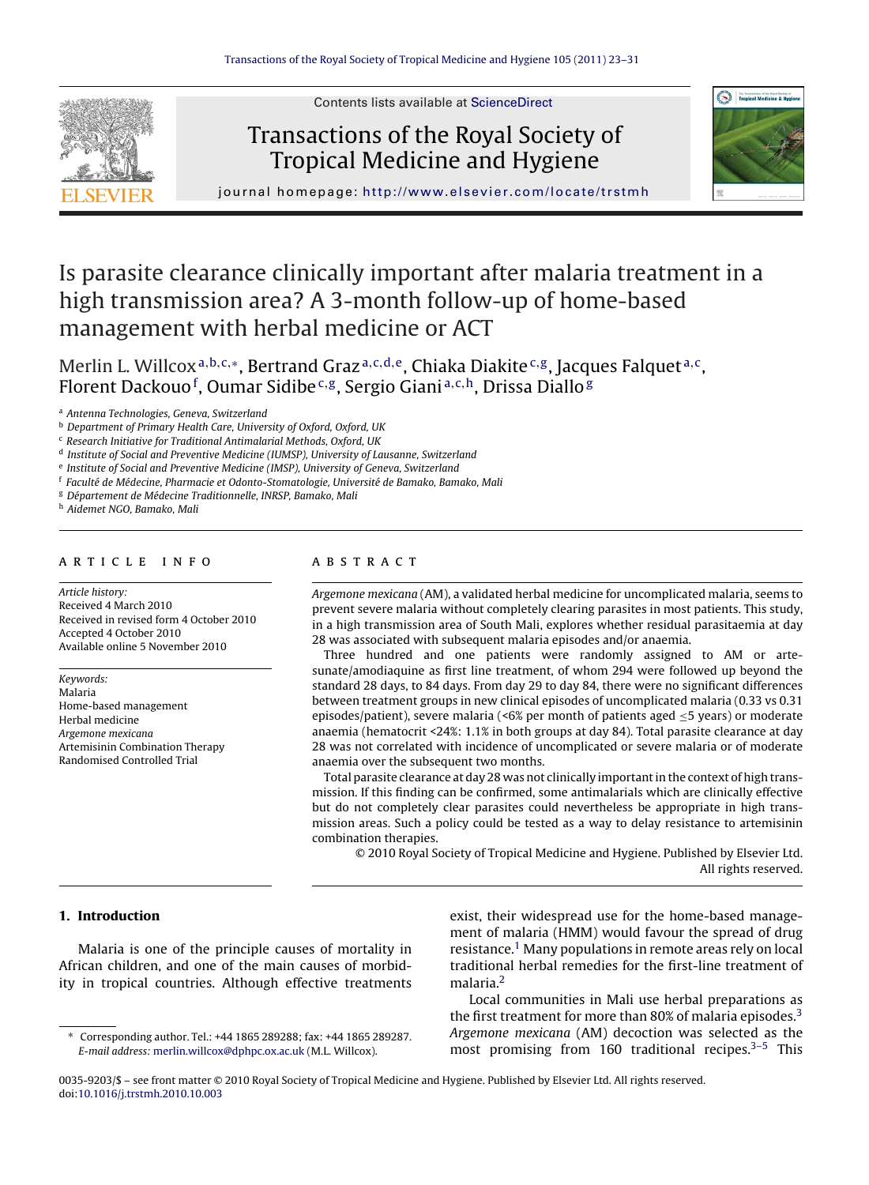# Is parasite clearance clinically important after malaria treatment in a high transmission area? A 3-month follow-up of home-based management with herbal medicine or ACT

Merlin L. Willcox[a,b,c,*], Bertrand Graz[a,c,d,e], Chiaka Diakite[c,g], Jacques Falquet[a,c], Florent Dackouo[f], Oumar Sidibe[c,g], Sergio Giani[a,c,h], Drissa Diallo[g]

[a] *Antenna Technologies, Geneva, Switzerland*
[b] *Department of Primary Health Care, University of Oxford, Oxford, UK*
[c] *Research Initiative for Traditional Antimalarial Methods, Oxford, UK*
[d] *Institute of Social and Preventive Medicine (IUMSP), University of Lausanne, Switzerland*
[e] *Institute of Social and Preventive Medicine (IMSP), University of Geneva, Switzerland*
[f] *Faculté de Médecine, Pharmacie et Odonto-Stomatologie, Université de Bamako, Bamako, Mali*
[g] *Département de Médecine Traditionnelle, INRSP, Bamako, Mali*
[h] *Aidemet NGO, Bamako, Mali*

## ARTICLE INFO

*Article history:*
Received 4 March 2010
Received in revised form 4 October 2010
Accepted 4 October 2010
Available online 5 November 2010

*Keywords:*
Malaria
Home-based management
Herbal medicine
*Argemone mexicana*
Artemisinin Combination Therapy
Randomised Controlled Trial

## ABSTRACT

*Argemone mexicana* (AM), a validated herbal medicine for uncomplicated malaria, seems to prevent severe malaria without completely clearing parasites in most patients. This study, in a high transmission area of South Mali, explores whether residual parasitaemia at day 28 was associated with subsequent malaria episodes and/or anaemia.

Three hundred and one patients were randomly assigned to AM or artesunate/amodiaquine as first line treatment, of whom 294 were followed up beyond the standard 28 days, to 84 days. From day 29 to day 84, there were no significant differences between treatment groups in new clinical episodes of uncomplicated malaria (0.33 vs 0.31 episodes/patient), severe malaria (<6% per month of patients aged ≤5 years) or moderate anaemia (hematocrit <24%: 1.1% in both groups at day 84). Total parasite clearance at day 28 was not correlated with incidence of uncomplicated or severe malaria or of moderate anaemia over the subsequent two months.

Total parasite clearance at day 28 was not clinically important in the context of high transmission. If this finding can be confirmed, some antimalarials which are clinically effective but do not completely clear parasites could nevertheless be appropriate in high transmission areas. Such a policy could be tested as a way to delay resistance to artemisinin combination therapies.

© 2010 Royal Society of Tropical Medicine and Hygiene. Published by Elsevier Ltd. All rights reserved.

## 1. Introduction

Malaria is one of the principle causes of mortality in African children, and one of the main causes of morbidity in tropical countries. Although effective treatments exist, their widespread use for the home-based management of malaria (HMM) would favour the spread of drug resistance.[1] Many populations in remote areas rely on local traditional herbal remedies for the first-line treatment of malaria.[2]

Local communities in Mali use herbal preparations as the first treatment for more than 80% of malaria episodes.[3] *Argemone mexicana* (AM) decoction was selected as the most promising from 160 traditional recipes.[3–5] This

\* Corresponding author. Tel.: +44 1865 289288; fax: +44 1865 289287.
*E-mail address:* merlin.willcox@dphpc.ox.ac.uk (M.L. Willcox).

0035-9203/$ – see front matter © 2010 Royal Society of Tropical Medicine and Hygiene. Published by Elsevier Ltd. All rights reserved.
doi:10.1016/j.trstmh.2010.10.003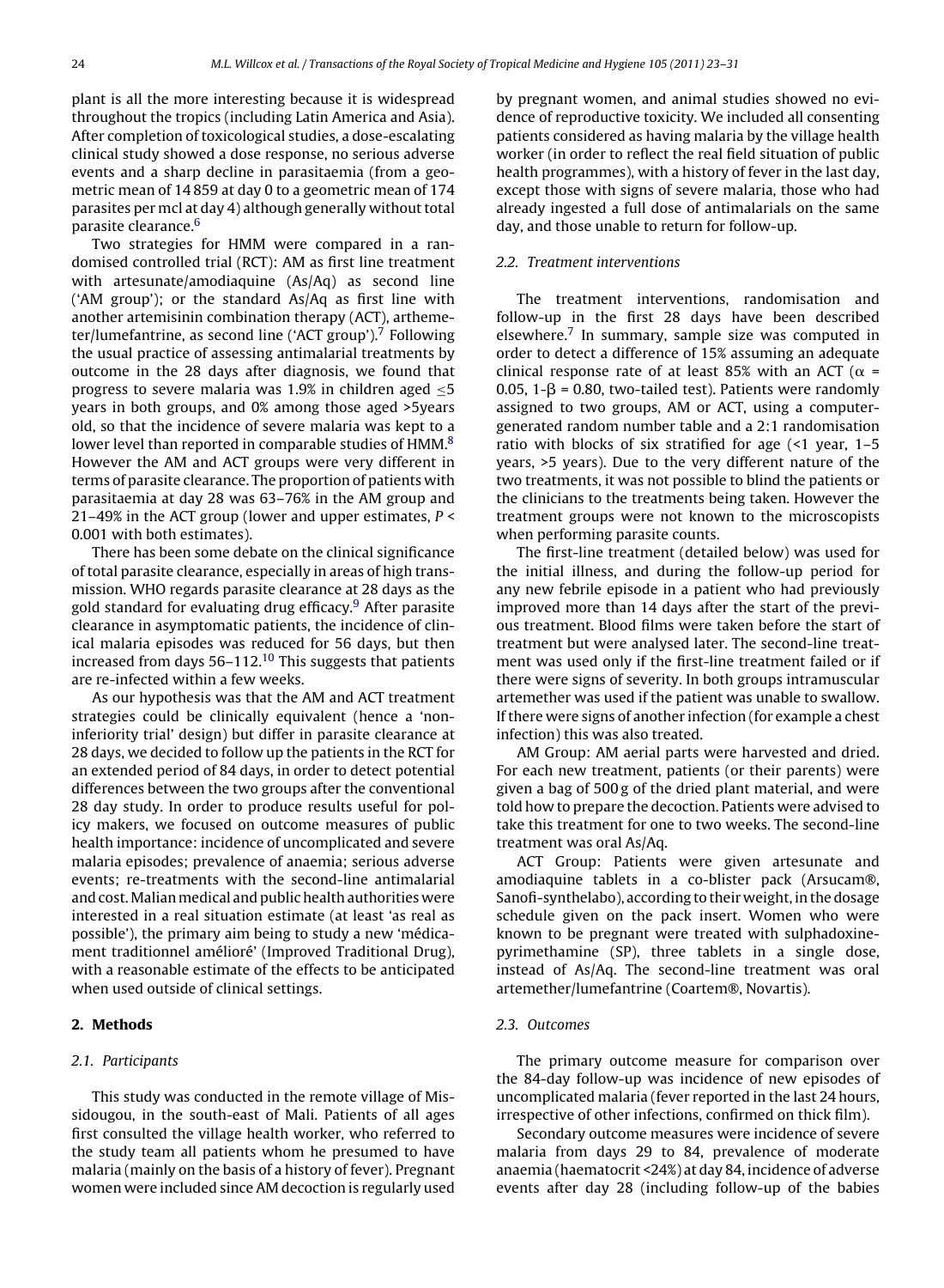plant is all the more interesting because it is widespread throughout the tropics (including Latin America and Asia). After completion of toxicological studies, a dose-escalating clinical study showed a dose response, no serious adverse events and a sharp decline in parasitaemia (from a geometric mean of 14 859 at day 0 to a geometric mean of 174 parasites per mcl at day 4) although generally without total parasite clearance.[6]

Two strategies for HMM were compared in a randomised controlled trial (RCT): AM as first line treatment with artesunate/amodiaquine (As/Aq) as second line ('AM group'); or the standard As/Aq as first line with another artemisinin combination therapy (ACT), artemeter/lumefantrine, as second line ('ACT group').[7] Following the usual practice of assessing antimalarial treatments by outcome in the 28 days after diagnosis, we found that progress to severe malaria was 1.9% in children aged $\leq$5 years in both groups, and 0% among those aged >5years old, so that the incidence of severe malaria was kept to a lower level than reported in comparable studies of HMM.[8] However the AM and ACT groups were very different in terms of parasite clearance. The proportion of patients with parasitaemia at day 28 was 63–76% in the AM group and 21–49% in the ACT group (lower and upper estimates, $P < 0.001$ with both estimates).

There has been some debate on the clinical significance of total parasite clearance, especially in areas of high transmission. WHO regards parasite clearance at 28 days as the gold standard for evaluating drug efficacy.[9] After parasite clearance in asymptomatic patients, the incidence of clinical malaria episodes was reduced for 56 days, but then increased from days 56–112.[10] This suggests that patients are re-infected within a few weeks.

As our hypothesis was that the AM and ACT treatment strategies could be clinically equivalent (hence a 'non-inferiority trial' design) but differ in parasite clearance at 28 days, we decided to follow up the patients in the RCT for an extended period of 84 days, in order to detect potential differences between the two groups after the conventional 28 day study. In order to produce results useful for policy makers, we focused on outcome measures of public health importance: incidence of uncomplicated and severe malaria episodes; prevalence of anaemia; serious adverse events; re-treatments with the second-line antimalarial and cost. Malian medical and public health authorities were interested in a real situation estimate (at least 'as real as possible'), the primary aim being to study a new 'médicament traditionnel amélioré' (Improved Traditional Drug), with a reasonable estimate of the effects to be anticipated when used outside of clinical settings.

## 2. Methods

### 2.1. Participants

This study was conducted in the remote village of Missidougou, in the south-east of Mali. Patients of all ages first consulted the village health worker, who referred to the study team all patients whom he presumed to have malaria (mainly on the basis of a history of fever). Pregnant women were included since AM decoction is regularly used by pregnant women, and animal studies showed no evidence of reproductive toxicity. We included all consenting patients considered as having malaria by the village health worker (in order to reflect the real field situation of public health programmes), with a history of fever in the last day, except those with signs of severe malaria, those who had already ingested a full dose of antimalarials on the same day, and those unable to return for follow-up.

### 2.2. Treatment interventions

The treatment interventions, randomisation and follow-up in the first 28 days have been described elsewhere.[7] In summary, sample size was computed in order to detect a difference of 15% assuming an adequate clinical response rate of at least 85% with an ACT ($\alpha$ = 0.05, 1-$\beta$ = 0.80, two-tailed test). Patients were randomly assigned to two groups, AM or ACT, using a computer-generated random number table and a 2:1 randomisation ratio with blocks of six stratified for age (<1 year, 1–5 years, >5 years). Due to the very different nature of the two treatments, it was not possible to blind the patients or the clinicians to the treatments being taken. However the treatment groups were not known to the microscopists when performing parasite counts.

The first-line treatment (detailed below) was used for the initial illness, and during the follow-up period for any new febrile episode in a patient who had previously improved more than 14 days after the start of the previous treatment. Blood films were taken before the start of treatment but were analysed later. The second-line treatment was used only if the first-line treatment failed or if there were signs of severity. In both groups intramuscular artemether was used if the patient was unable to swallow. If there were signs of another infection (for example a chest infection) this was also treated.

AM Group: AM aerial parts were harvested and dried. For each new treatment, patients (or their parents) were given a bag of 500 g of the dried plant material, and were told how to prepare the decoction. Patients were advised to take this treatment for one to two weeks. The second-line treatment was oral As/Aq.

ACT Group: Patients were given artesunate and amodiaquine tablets in a co-blister pack (Arsucam®, Sanofi-synthelabo), according to their weight, in the dosage schedule given on the pack insert. Women who were known to be pregnant were treated with sulphadoxine-pyrimethamine (SP), three tablets in a single dose, instead of As/Aq. The second-line treatment was oral artemether/lumefantrine (Coartem®, Novartis).

### 2.3. Outcomes

The primary outcome measure for comparison over the 84-day follow-up was incidence of new episodes of uncomplicated malaria (fever reported in the last 24 hours, irrespective of other infections, confirmed on thick film).

Secondary outcome measures were incidence of severe malaria from days 29 to 84, prevalence of moderate anaemia (haematocrit <24%) at day 84, incidence of adverse events after day 28 (including follow-up of the babies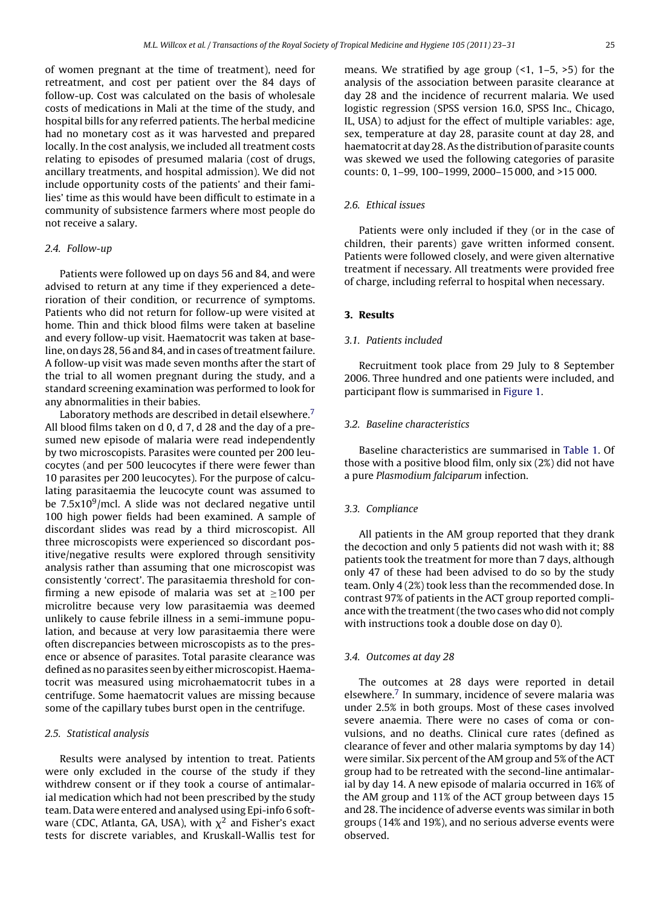of women pregnant at the time of treatment), need for retreatment, and cost per patient over the 84 days of follow-up. Cost was calculated on the basis of wholesale costs of medications in Mali at the time of the study, and hospital bills for any referred patients. The herbal medicine had no monetary cost as it was harvested and prepared locally. In the cost analysis, we included all treatment costs relating to episodes of presumed malaria (cost of drugs, ancillary treatments, and hospital admission). We did not include opportunity costs of the patients' and their families' time as this would have been difficult to estimate in a community of subsistence farmers where most people do not receive a salary.

### 2.4. Follow-up

Patients were followed up on days 56 and 84, and were advised to return at any time if they experienced a deterioration of their condition, or recurrence of symptoms. Patients who did not return for follow-up were visited at home. Thin and thick blood films were taken at baseline and every follow-up visit. Haematocrit was taken at baseline, on days 28, 56 and 84, and in cases of treatment failure. A follow-up visit was made seven months after the start of the trial to all women pregnant during the study, and a standard screening examination was performed to look for any abnormalities in their babies.

Laboratory methods are described in detail elsewhere.[7] All blood films taken on d 0, d 7, d 28 and the day of a presumed new episode of malaria were read independently by two microscopists. Parasites were counted per 200 leucocytes (and per 500 leucocytes if there were fewer than 10 parasites per 200 leucocytes). For the purpose of calculating parasitaemia the leucocyte count was assumed to be $7.5 \times 10^9$/mcl. A slide was not declared negative until 100 high power fields had been examined. A sample of discordant slides was read by a third microscopist. All three microscopists were experienced so discordant positive/negative results were explored through sensitivity analysis rather than assuming that one microscopist was consistently 'correct'. The parasitaemia threshold for confirming a new episode of malaria was set at $\geq$100 per microlitre because very low parasitaemia was deemed unlikely to cause febrile illness in a semi-immune population, and because at very low parasitaemia there were often discrepancies between microscopists as to the presence or absence of parasites. Total parasite clearance was defined as no parasites seen by either microscopist. Haematocrit was measured using microhaematocrit tubes in a centrifuge. Some haematocrit values are missing because some of the capillary tubes burst open in the centrifuge.

### 2.5. Statistical analysis

Results were analysed by intention to treat. Patients were only excluded in the course of the study if they withdrew consent or if they took a course of antimalarial medication which had not been prescribed by the study team. Data were entered and analysed using Epi-info 6 software (CDC, Atlanta, GA, USA), with $\chi^2$ and Fisher's exact tests for discrete variables, and Kruskall-Wallis test for means. We stratified by age group (<1, 1–5, >5) for the analysis of the association between parasite clearance at day 28 and the incidence of recurrent malaria. We used logistic regression (SPSS version 16.0, SPSS Inc., Chicago, IL, USA) to adjust for the effect of multiple variables: age, sex, temperature at day 28, parasite count at day 28, and haematocrit at day 28. As the distribution of parasite counts was skewed we used the following categories of parasite counts: 0, 1–99, 100–1999, 2000–15 000, and >15 000.

### 2.6. Ethical issues

Patients were only included if they (or in the case of children, their parents) gave written informed consent. Patients were followed closely, and were given alternative treatment if necessary. All treatments were provided free of charge, including referral to hospital when necessary.

## 3. Results

### 3.1. Patients included

Recruitment took place from 29 July to 8 September 2006. Three hundred and one patients were included, and participant flow is summarised in Figure 1.

### 3.2. Baseline characteristics

Baseline characteristics are summarised in Table 1. Of those with a positive blood film, only six (2%) did not have a pure *Plasmodium falciparum* infection.

### 3.3. Compliance

All patients in the AM group reported that they drank the decoction and only 5 patients did not wash with it; 88 patients took the treatment for more than 7 days, although only 47 of these had been advised to do so by the study team. Only 4 (2%) took less than the recommended dose. In contrast 97% of patients in the ACT group reported compliance with the treatment (the two cases who did not comply with instructions took a double dose on day 0).

### 3.4. Outcomes at day 28

The outcomes at 28 days were reported in detail elsewhere.[7] In summary, incidence of severe malaria was under 2.5% in both groups. Most of these cases involved severe anaemia. There were no cases of coma or convulsions, and no deaths. Clinical cure rates (defined as clearance of fever and other malaria symptoms by day 14) were similar. Six percent of the AM group and 5% of the ACT group had to be retreated with the second-line antimalarial by day 14. A new episode of malaria occurred in 16% of the AM group and 11% of the ACT group between days 15 and 28. The incidence of adverse events was similar in both groups (14% and 19%), and no serious adverse events were observed.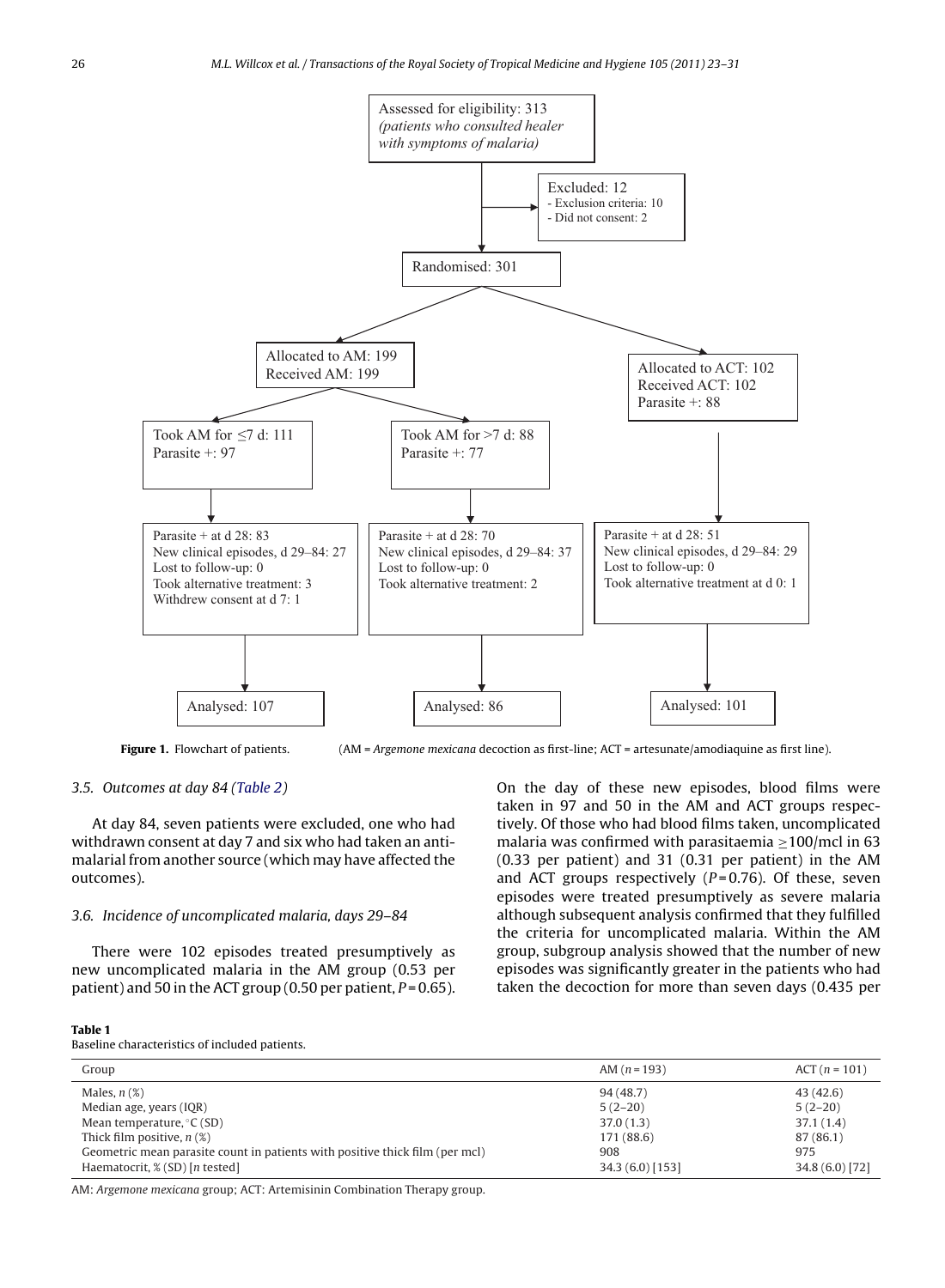Assessed for eligibility: 313
*(patients who consulted healer with symptoms of malaria)*

Excluded: 12
- Exclusion criteria: 10
- Did not consent: 2

Randomised: 301

| Allocated to AM: 199<br>Received AM: 199 | | Allocated to ACT: 102<br>Received ACT: 102<br>Parasite +: 88 |
|---|---|---|
| Took AM for ≤7 d: 111<br>Parasite +: 97 | Took AM for >7 d: 88<br>Parasite +: 77 | |
| Parasite + at d 28: 83<br>New clinical episodes, d 29–84: 27<br>Lost to follow-up: 0<br>Took alternative treatment: 3<br>Withdrew consent at d 7: 1 | Parasite + at d 28: 70<br>New clinical episodes, d 29–84: 37<br>Lost to follow-up: 0<br>Took alternative treatment: 2 | Parasite + at d 28: 51<br>New clinical episodes, d 29–84: 29<br>Lost to follow-up: 0<br>Took alternative treatment at d 0: 1 |
| Analysed: 107 | Analysed: 86 | Analysed: 101 |

**Figure 1.** Flowchart of patients. (AM = *Argemone mexicana* decoction as first-line; ACT = artesunate/amodiaquine as first line).

### 3.5. Outcomes at day 84 (Table 2)

At day 84, seven patients were excluded, one who had withdrawn consent at day 7 and six who had taken an antimalarial from another source (which may have affected the outcomes).

### 3.6. Incidence of uncomplicated malaria, days 29–84

There were 102 episodes treated presumptively as new uncomplicated malaria in the AM group (0.53 per patient) and 50 in the ACT group (0.50 per patient, $P = 0.65$). On the day of these new episodes, blood films were taken in 97 and 50 in the AM and ACT groups respectively. Of those who had blood films taken, uncomplicated malaria was confirmed with parasitaemia ≥100/mcl in 63 (0.33 per patient) and 31 (0.31 per patient) in the AM and ACT groups respectively ($P = 0.76$). Of these, seven episodes were treated presumptively as severe malaria although subsequent analysis confirmed that they fulfilled the criteria for uncomplicated malaria. Within the AM group, subgroup analysis showed that the number of new episodes was significantly greater in the patients who had taken the decoction for more than seven days (0.435 per

**Table 1**
Baseline characteristics of included patients.

| Group | AM ($n = 193$) | ACT ($n = 101$) |
|---|---|---|
| Males, $n$ (%) | 94 (48.7) | 43 (42.6) |
| Median age, years (IQR) | 5 (2–20) | 5 (2–20) |
| Mean temperature, °C (SD) | 37.0 (1.3) | 37.1 (1.4) |
| Thick film positive, $n$ (%) | 171 (88.6) | 87 (86.1) |
| Geometric mean parasite count in patients with positive thick film (per mcl) | 908 | 975 |
| Haematocrit, % (SD) [$n$ tested] | 34.3 (6.0) [153] | 34.8 (6.0) [72] |

AM: *Argemone mexicana* group; ACT: Artemisinin Combination Therapy group.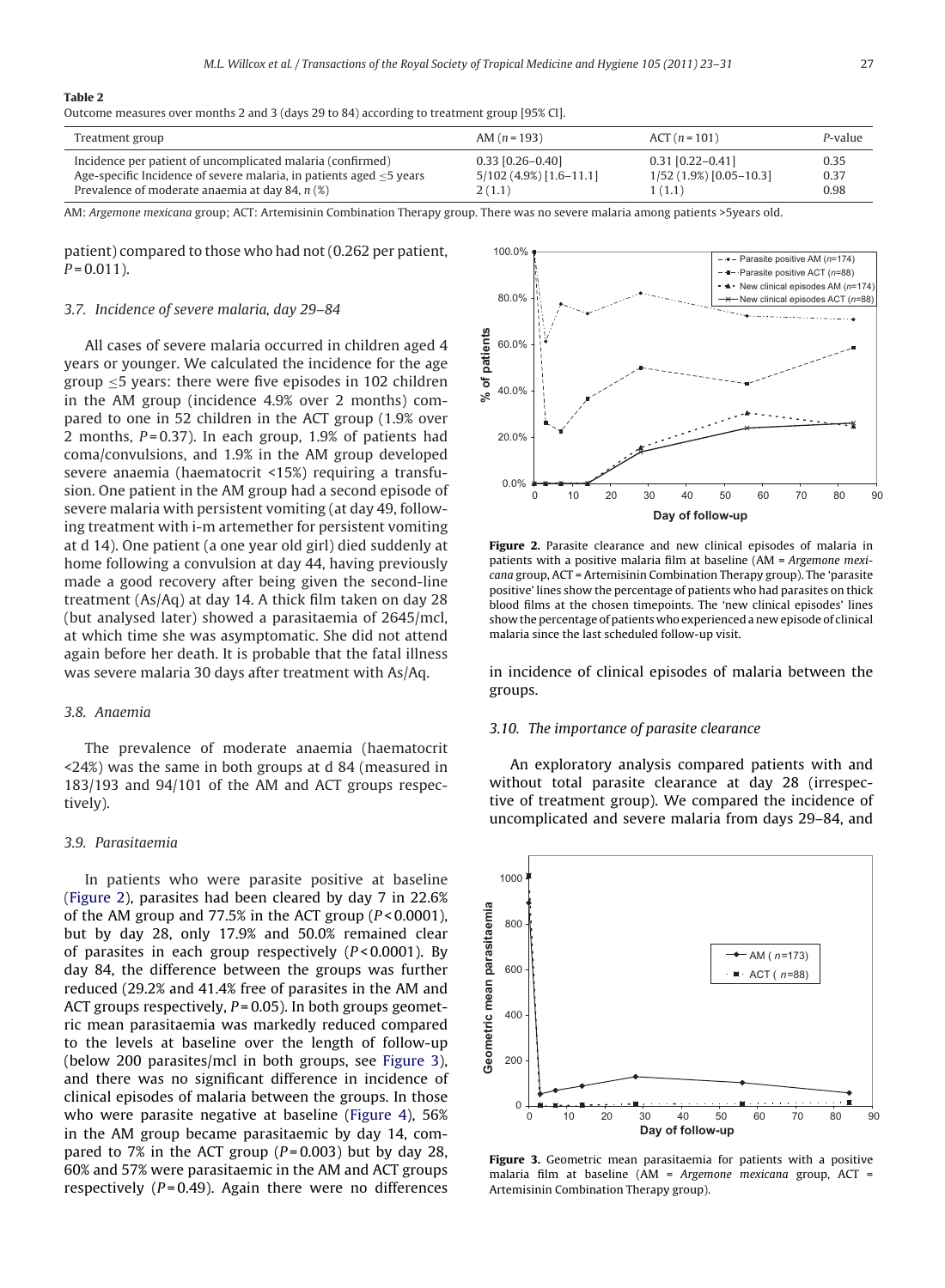**Table 2**
Outcome measures over months 2 and 3 (days 29 to 84) according to treatment group [95% CI].

| Treatment group | AM (n = 193) | ACT (n = 101) | P-value |
|---|---|---|---|
| Incidence per patient of uncomplicated malaria (confirmed) | 0.33 [0.26–0.40] | 0.31 [0.22–0.41] | 0.35 |
| Age-specific Incidence of severe malaria, in patients aged ≤5 years | 5/102 (4.9%) [1.6–11.1] | 1/52 (1.9%) [0.05–10.3] | 0.37 |
| Prevalence of moderate anaemia at day 84, n (%) | 2 (1.1) | 1 (1.1) | 0.98 |

AM: *Argemone mexicana* group; ACT: Artemisinin Combination Therapy group. There was no severe malaria among patients >5years old.

patient) compared to those who had not (0.262 per patient, $P = 0.011$).

### 3.7. Incidence of severe malaria, day 29–84

All cases of severe malaria occurred in children aged 4 years or younger. We calculated the incidence for the age group ≤5 years: there were five episodes in 102 children in the AM group (incidence 4.9% over 2 months) compared to one in 52 children in the ACT group (1.9% over 2 months, $P = 0.37$). In each group, 1.9% of patients had coma/convulsions, and 1.9% in the AM group developed severe anaemia (haematocrit <15%) requiring a transfusion. One patient in the AM group had a second episode of severe malaria with persistent vomiting (at day 49, following treatment with i-m artemether for persistent vomiting at d 14). One patient (a one year old girl) died suddenly at home following a convulsion at day 44, having previously made a good recovery after being given the second-line treatment (As/Aq) at day 14. A thick film taken on day 28 (but analysed later) showed a parasitaemia of 2645/mcl, at which time she was asymptomatic. She did not attend again before her death. It is probable that the fatal illness was severe malaria 30 days after treatment with As/Aq.

### 3.8. Anaemia

The prevalence of moderate anaemia (haematocrit <24%) was the same in both groups at d 84 (measured in 183/193 and 94/101 of the AM and ACT groups respectively).

### 3.9. Parasitaemia

In patients who were parasite positive at baseline (Figure 2), parasites had been cleared by day 7 in 22.6% of the AM group and 77.5% in the ACT group ($P < 0.0001$), but by day 28, only 17.9% and 50.0% remained clear of parasites in each group respectively ($P < 0.0001$). By day 84, the difference between the groups was further reduced (29.2% and 41.4% free of parasites in the AM and ACT groups respectively, $P = 0.05$). In both groups geometric mean parasitaemia was markedly reduced compared to the levels at baseline over the length of follow-up (below 200 parasites/mcl in both groups, see Figure 3), and there was no significant difference in incidence of clinical episodes of malaria between the groups. In those who were parasite negative at baseline (Figure 4), 56% in the AM group became parasitaemic by day 14, compared to 7% in the ACT group ($P = 0.003$) but by day 28, 60% and 57% were parasitaemic in the AM and ACT groups respectively ($P = 0.49$). Again there were no differences in incidence of clinical episodes of malaria between the groups.

**Figure 2.** Parasite clearance and new clinical episodes of malaria in patients with a positive malaria film at baseline (AM = *Argemone mexicana* group, ACT = Artemisinin Combination Therapy group). The 'parasite positive' lines show the percentage of patients who had parasites on thick blood films at the chosen timepoints. The 'new clinical episodes' lines show the percentage of patients who experienced a new episode of clinical malaria since the last scheduled follow-up visit.

### 3.10. The importance of parasite clearance

An exploratory analysis compared patients with and without total parasite clearance at day 28 (irrespective of treatment group). We compared the incidence of uncomplicated and severe malaria from days 29–84, and

**Figure 3.** Geometric mean parasitaemia for patients with a positive malaria film at baseline (AM = *Argemone mexicana* group, ACT = Artemisinin Combination Therapy group).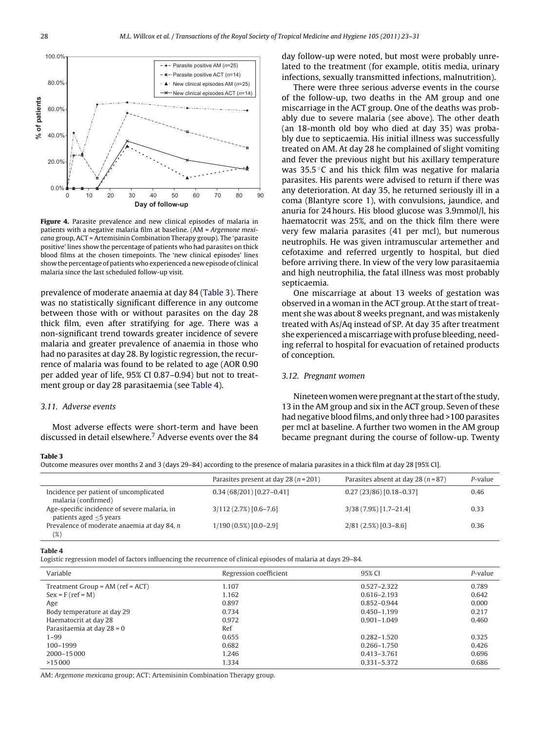**Figure 4.** Parasite prevalence and new clinical episodes of malaria in patients with a negative malaria film at baseline. (AM = *Argemone mexicana* group, ACT = Artemisinin Combination Therapy group). The 'parasite positive' lines show the percentage of patients who had parasites on thick blood films at the chosen timepoints. The 'new clinical episodes' lines show the percentage of patients who experienced a new episode of clinical malaria since the last scheduled follow-up visit.

prevalence of moderate anaemia at day 84 (Table 3). There was no statistically significant difference in any outcome between those with or without parasites on the day 28 thick film, even after stratifying for age. There was a non-significant trend towards greater incidence of severe malaria and greater prevalence of anaemia in those who had no parasites at day 28. By logistic regression, the recurrence of malaria was found to be related to age (AOR 0.90 per added year of life, 95% CI 0.87–0.94) but not to treatment group or day 28 parasitaemia (see Table 4).

### 3.11. Adverse events

Most adverse effects were short-term and have been discussed in detail elsewhere.[7] Adverse events over the 84 day follow-up were noted, but most were probably unrelated to the treatment (for example, otitis media, urinary infections, sexually transmitted infections, malnutrition).

There were three serious adverse events in the course of the follow-up, two deaths in the AM group and one miscarriage in the ACT group. One of the deaths was probably due to severe malaria (see above). The other death (an 18-month old boy who died at day 35) was probably due to septicaemia. His initial illness was successfully treated on AM. At day 28 he complained of slight vomiting and fever the previous night but his axillary temperature was 35.5 °C and his thick film was negative for malaria parasites. His parents were advised to return if there was any deterioration. At day 35, he returned seriously ill in a coma (Blantyre score 1), with convulsions, jaundice, and anuria for 24 hours. His blood glucose was 3.9mmol/l, his haematocrit was 25%, and on the thick film there were very few malaria parasites (41 per mcl), but numerous neutrophils. He was given intramuscular artemether and cefotaxime and referred urgently to hospital, but died before arriving there. In view of the very low parasitaemia and high neutrophilia, the fatal illness was most probably septicaemia.

One miscarriage at about 13 weeks of gestation was observed in a woman in the ACT group. At the start of treatment she was about 8 weeks pregnant, and was mistakenly treated with As/Aq instead of SP. At day 35 after treatment she experienced a miscarriage with profuse bleeding, needing referral to hospital for evacuation of retained products of conception.

### 3.12. Pregnant women

Nineteen women were pregnant at the start of the study, 13 in the AM group and six in the ACT group. Seven of these had negative blood films, and only three had >100 parasites per mcl at baseline. A further two women in the AM group became pregnant during the course of follow-up. Twenty

**Table 3**
Outcome measures over months 2 and 3 (days 29–84) according to the presence of malaria parasites in a thick film at day 28 [95% CI].

| | Parasites present at day 28 (*n* = 201) | Parasites absent at day 28 (*n* = 87) | *P*-value |
|---|---|---|---|
| Incidence per patient of uncomplicated malaria (confirmed) | 0.34 (68/201) [0.27–0.41] | 0.27 (23/86) [0.18–0.37] | 0.46 |
| Age-specific incidence of severe malaria, in patients aged ≤5 years | 3/112 (2.7%) [0.6–7.6] | 3/38 (7.9%) [1.7–21.4] | 0.33 |
| Prevalence of moderate anaemia at day 84, *n* (%) | 1/190 (0.5%) [0.0–2.9] | 2/81 (2.5%) [0.3–8.6] | 0.36 |

**Table 4**
Logistic regression model of factors influencing the recurrence of clinical episodes of malaria at days 29–84.

| Variable | Regression coefficient | 95% CI | *P*-value |
|---|---|---|---|
| Treatment Group = AM (ref = ACT) | 1.107 | 0.527–2.322 | 0.789 |
| Sex = F (ref = M) | 1.162 | 0.616–2.193 | 0.642 |
| Age | 0.897 | 0.852–0.944 | 0.000 |
| Body temperature at day 29 | 0.734 | 0.450–1.199 | 0.217 |
| Haematocrit at day 28 | 0.972 | 0.901–1.049 | 0.460 |
| Parasitaemia at day 28 = 0 | Ref | | |
| 1–99 | 0.655 | 0.282–1.520 | 0.325 |
| 100–1999 | 0.682 | 0.266–1.750 | 0.426 |
| 2000–15 000 | 1.246 | 0.413–3.761 | 0.696 |
| >15 000 | 1.334 | 0.331–5.372 | 0.686 |

AM: *Argemone mexicana* group; ACT: Artemisinin Combination Therapy group.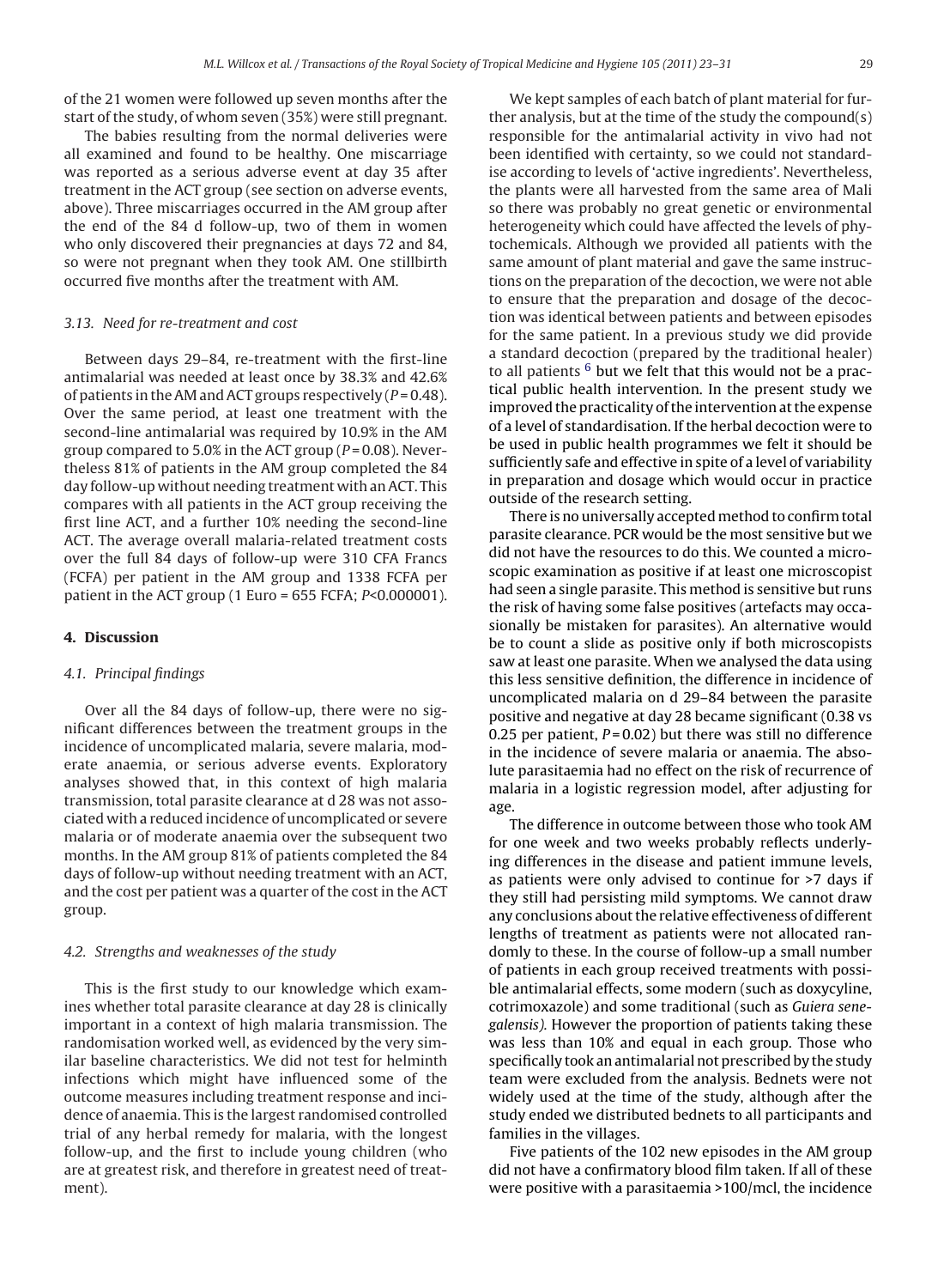of the 21 women were followed up seven months after the start of the study, of whom seven (35%) were still pregnant.

The babies resulting from the normal deliveries were all examined and found to be healthy. One miscarriage was reported as a serious adverse event at day 35 after treatment in the ACT group (see section on adverse events, above). Three miscarriages occurred in the AM group after the end of the 84 d follow-up, two of them in women who only discovered their pregnancies at days 72 and 84, so were not pregnant when they took AM. One stillbirth occurred five months after the treatment with AM.

### 3.13. Need for re-treatment and cost

Between days 29–84, re-treatment with the first-line antimalarial was needed at least once by 38.3% and 42.6% of patients in the AM and ACT groups respectively ($P = 0.48$). Over the same period, at least one treatment with the second-line antimalarial was required by 10.9% in the AM group compared to 5.0% in the ACT group ($P = 0.08$). Nevertheless 81% of patients in the AM group completed the 84 day follow-up without needing treatment with an ACT. This compares with all patients in the ACT group receiving the first line ACT, and a further 10% needing the second-line ACT. The average overall malaria-related treatment costs over the full 84 days of follow-up were 310 CFA Francs (FCFA) per patient in the AM group and 1338 FCFA per patient in the ACT group (1 Euro = 655 FCFA; $P < 0.000001$).

## 4. Discussion

### 4.1. Principal findings

Over all the 84 days of follow-up, there were no significant differences between the treatment groups in the incidence of uncomplicated malaria, severe malaria, moderate anaemia, or serious adverse events. Exploratory analyses showed that, in this context of high malaria transmission, total parasite clearance at d 28 was not associated with a reduced incidence of uncomplicated or severe malaria or of moderate anaemia over the subsequent two months. In the AM group 81% of patients completed the 84 days of follow-up without needing treatment with an ACT, and the cost per patient was a quarter of the cost in the ACT group.

### 4.2. Strengths and weaknesses of the study

This is the first study to our knowledge which examines whether total parasite clearance at day 28 is clinically important in a context of high malaria transmission. The randomisation worked well, as evidenced by the very similar baseline characteristics. We did not test for helminth infections which might have influenced some of the outcome measures including treatment response and incidence of anaemia. This is the largest randomised controlled trial of any herbal remedy for malaria, with the longest follow-up, and the first to include young children (who are at greatest risk, and therefore in greatest need of treatment).

We kept samples of each batch of plant material for further analysis, but at the time of the study the compound(s) responsible for the antimalarial activity in vivo had not been identified with certainty, so we could not standardise according to levels of 'active ingredients'. Nevertheless, the plants were all harvested from the same area of Mali so there was probably no great genetic or environmental heterogeneity which could have affected the levels of phytochemicals. Although we provided all patients with the same amount of plant material and gave the same instructions on the preparation of the decoction, we were not able to ensure that the preparation and dosage of the decoction was identical between patients and between episodes for the same patient. In a previous study we did provide a standard decoction (prepared by the traditional healer) to all patients [6] but we felt that this would not be a practical public health intervention. In the present study we improved the practicality of the intervention at the expense of a level of standardisation. If the herbal decoction were to be used in public health programmes we felt it should be sufficiently safe and effective in spite of a level of variability in preparation and dosage which would occur in practice outside of the research setting.

There is no universally accepted method to confirm total parasite clearance. PCR would be the most sensitive but we did not have the resources to do this. We counted a microscopic examination as positive if at least one microscopist had seen a single parasite. This method is sensitive but runs the risk of having some false positives (artefacts may occasionally be mistaken for parasites). An alternative would be to count a slide as positive only if both microscopists saw at least one parasite. When we analysed the data using this less sensitive definition, the difference in incidence of uncomplicated malaria on d 29–84 between the parasite positive and negative at day 28 became significant (0.38 vs 0.25 per patient, $P = 0.02$) but there was still no difference in the incidence of severe malaria or anaemia. The absolute parasitaemia had no effect on the risk of recurrence of malaria in a logistic regression model, after adjusting for age.

The difference in outcome between those who took AM for one week and two weeks probably reflects underlying differences in the disease and patient immune levels, as patients were only advised to continue for >7 days if they still had persisting mild symptoms. We cannot draw any conclusions about the relative effectiveness of different lengths of treatment as patients were not allocated randomly to these. In the course of follow-up a small number of patients in each group received treatments with possible antimalarial effects, some modern (such as doxycyline, cotrimoxazole) and some traditional (such as *Guiera senegalensis*). However the proportion of patients taking these was less than 10% and equal in each group. Those who specifically took an antimalarial not prescribed by the study team were excluded from the analysis. Bednets were not widely used at the time of the study, although after the study ended we distributed bednets to all participants and families in the villages.

Five patients of the 102 new episodes in the AM group did not have a confirmatory blood film taken. If all of these were positive with a parasitaemia >100/mcl, the incidence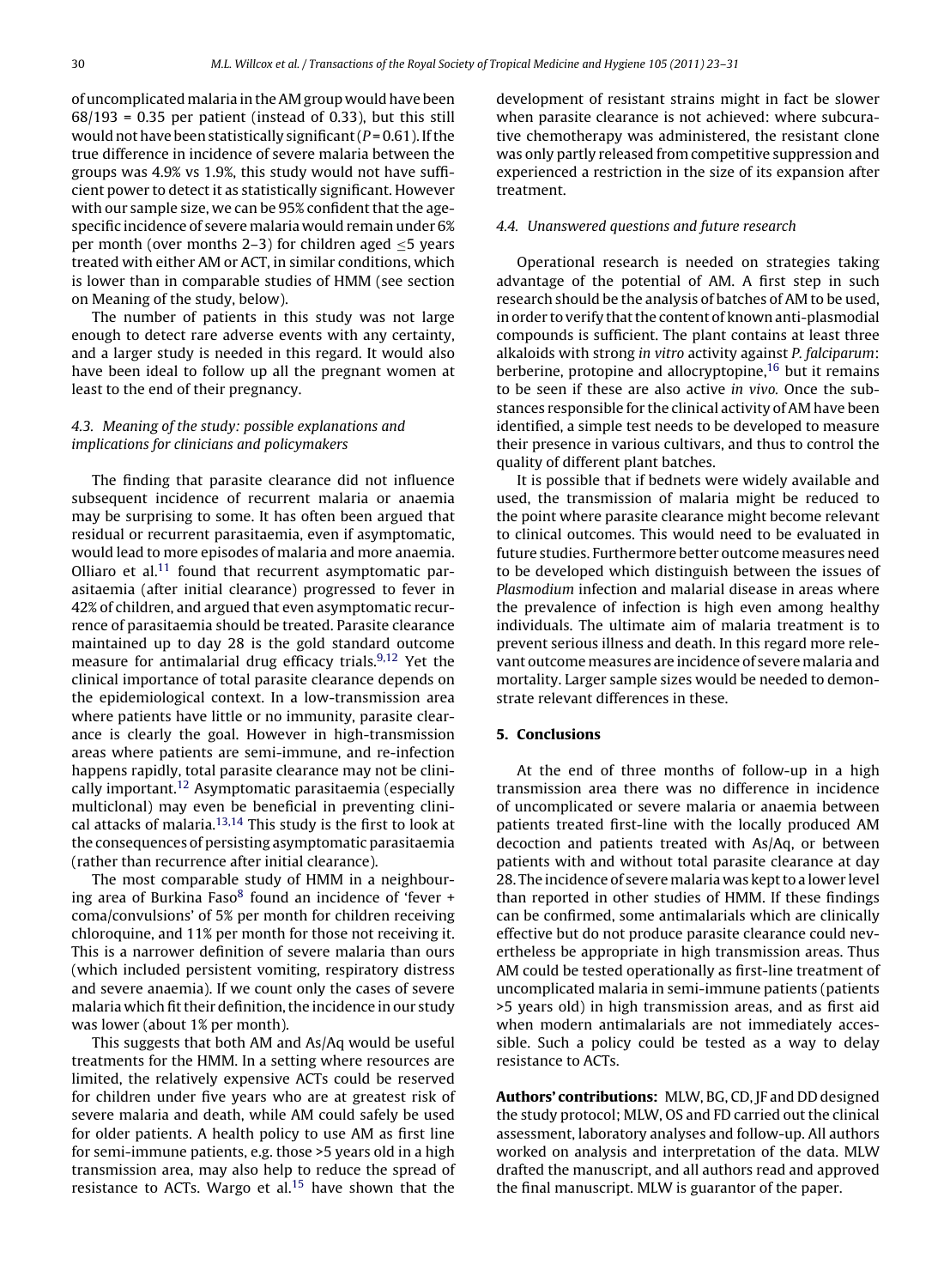of uncomplicated malaria in the AM group would have been 68/193 = 0.35 per patient (instead of 0.33), but this still would not have been statistically significant ($P$ = 0.61). If the true difference in incidence of severe malaria between the groups was 4.9% vs 1.9%, this study would not have sufficient power to detect it as statistically significant. However with our sample size, we can be 95% confident that the age-specific incidence of severe malaria would remain under 6% per month (over months 2–3) for children aged ≤5 years treated with either AM or ACT, in similar conditions, which is lower than in comparable studies of HMM (see section on Meaning of the study, below).

The number of patients in this study was not large enough to detect rare adverse events with any certainty, and a larger study is needed in this regard. It would also have been ideal to follow up all the pregnant women at least to the end of their pregnancy.

### 4.3. Meaning of the study: possible explanations and implications for clinicians and policymakers

The finding that parasite clearance did not influence subsequent incidence of recurrent malaria or anaemia may be surprising to some. It has often been argued that residual or recurrent parasitaemia, even if asymptomatic, would lead to more episodes of malaria and more anaemia. Olliaro et al.[11] found that recurrent asymptomatic parasitaemia (after initial clearance) progressed to fever in 42% of children, and argued that even asymptomatic recurrence of parasitaemia should be treated. Parasite clearance maintained up to day 28 is the gold standard outcome measure for antimalarial drug efficacy trials.[9,12] Yet the clinical importance of total parasite clearance depends on the epidemiological context. In a low-transmission area where patients have little or no immunity, parasite clearance is clearly the goal. However in high-transmission areas where patients are semi-immune, and re-infection happens rapidly, total parasite clearance may not be clinically important.[12] Asymptomatic parasitaemia (especially multiclonal) may even be beneficial in preventing clinical attacks of malaria.[13,14] This study is the first to look at the consequences of persisting asymptomatic parasitaemia (rather than recurrence after initial clearance).

The most comparable study of HMM in a neighbouring area of Burkina Faso[8] found an incidence of 'fever + coma/convulsions' of 5% per month for children receiving chloroquine, and 11% per month for those not receiving it. This is a narrower definition of severe malaria than ours (which included persistent vomiting, respiratory distress and severe anaemia). If we count only the cases of severe malaria which fit their definition, the incidence in our study was lower (about 1% per month).

This suggests that both AM and As/Aq would be useful treatments for the HMM. In a setting where resources are limited, the relatively expensive ACTs could be reserved for children under five years who are at greatest risk of severe malaria and death, while AM could safely be used for older patients. A health policy to use AM as first line for semi-immune patients, e.g. those >5 years old in a high transmission area, may also help to reduce the spread of resistance to ACTs. Wargo et al.[15] have shown that the development of resistant strains might in fact be slower when parasite clearance is not achieved: where subcurative chemotherapy was administered, the resistant clone was only partly released from competitive suppression and experienced a restriction in the size of its expansion after treatment.

### 4.4. Unanswered questions and future research

Operational research is needed on strategies taking advantage of the potential of AM. A first step in such research should be the analysis of batches of AM to be used, in order to verify that the content of known anti-plasmodial compounds is sufficient. The plant contains at least three alkaloids with strong *in vitro* activity against *P. falciparum*: berberine, protopine and allocryptopine,[16] but it remains to be seen if these are also active *in vivo*. Once the substances responsible for the clinical activity of AM have been identified, a simple test needs to be developed to measure their presence in various cultivars, and thus to control the quality of different plant batches.

It is possible that if bednets were widely available and used, the transmission of malaria might be reduced to the point where parasite clearance might become relevant to clinical outcomes. This would need to be evaluated in future studies. Furthermore better outcome measures need to be developed which distinguish between the issues of *Plasmodium* infection and malarial disease in areas where the prevalence of infection is high even among healthy individuals. The ultimate aim of malaria treatment is to prevent serious illness and death. In this regard more relevant outcome measures are incidence of severe malaria and mortality. Larger sample sizes would be needed to demonstrate relevant differences in these.

## 5. Conclusions

At the end of three months of follow-up in a high transmission area there was no difference in incidence of uncomplicated or severe malaria or anaemia between patients treated first-line with the locally produced AM decoction and patients treated with As/Aq, or between patients with and without total parasite clearance at day 28. The incidence of severe malaria was kept to a lower level than reported in other studies of HMM. If these findings can be confirmed, some antimalarials which are clinically effective but do not produce parasite clearance could nevertheless be appropriate in high transmission areas. Thus AM could be tested operationally as first-line treatment of uncomplicated malaria in semi-immune patients (patients >5 years old) in high transmission areas, and as first aid when modern antimalarials are not immediately accessible. Such a policy could be tested as a way to delay resistance to ACTs.

**Authors' contributions:** MLW, BG, CD, JF and DD designed the study protocol; MLW, OS and FD carried out the clinical assessment, laboratory analyses and follow-up. All authors worked on analysis and interpretation of the data. MLW drafted the manuscript, and all authors read and approved the final manuscript. MLW is guarantor of the paper.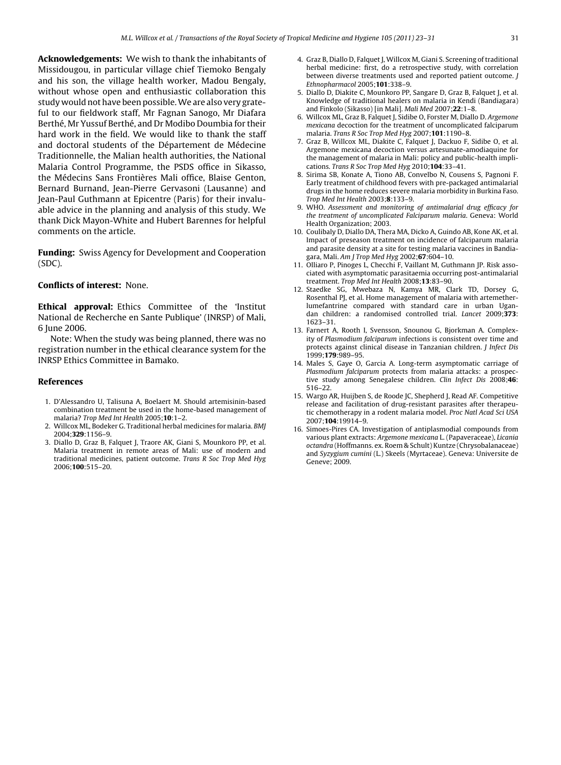**Acknowledgements:** We wish to thank the inhabitants of Missidougou, in particular village chief Tiemoko Bengaly and his son, the village health worker, Madou Bengaly, without whose open and enthusiastic collaboration this study would not have been possible. We are also very grateful to our fieldwork staff, Mr Fagnan Sanogo, Mr Diafara Berthé, Mr Yussuf Berthé, and Dr Modibo Doumbia for their hard work in the field. We would like to thank the staff and doctoral students of the Département de Médecine Traditionnelle, the Malian health authorities, the National Malaria Control Programme, the PSDS office in Sikasso, the Médecins Sans Frontières Mali office, Blaise Genton, Bernard Burnand, Jean-Pierre Gervasoni (Lausanne) and Jean-Paul Guthmann at Epicentre (Paris) for their invaluable advice in the planning and analysis of this study. We thank Dick Mayon-White and Hubert Barennes for helpful comments on the article.

**Funding:** Swiss Agency for Development and Cooperation (SDC).

**Conflicts of interest:** None.

**Ethical approval:** Ethics Committee of the 'Institut National de Recherche en Sante Publique' (INRSP) of Mali, 6 June 2006.

Note: When the study was being planned, there was no registration number in the ethical clearance system for the INRSP Ethics Committee in Bamako.

## References

1. D'Alessandro U, Talisuna A, Boelaert M. Should artemisinin-based combination treatment be used in the home-based management of malaria? *Trop Med Int Health* 2005;**10**:1–2.
2. Willcox ML, Bodeker G. Traditional herbal medicines for malaria. *BMJ* 2004;**329**:1156–9.
3. Diallo D, Graz B, Falquet J, Traore AK, Giani S, Mounkoro PP, et al. Malaria treatment in remote areas of Mali: use of modern and traditional medicines, patient outcome. *Trans R Soc Trop Med Hyg* 2006;**100**:515–20.
4. Graz B, Diallo D, Falquet J, Willcox M, Giani S. Screening of traditional herbal medicine: first, do a retrospective study, with correlation between diverse treatments used and reported patient outcome. *J Ethnopharmacol* 2005;**101**:338–9.
5. Diallo D, Diakite C, Mounkoro PP, Sangare D, Graz B, Falquet J, et al. Knowledge of traditional healers on malaria in Kendi (Bandiagara) and Finkolo (Sikasso) [in Mali]. *Mali Med* 2007;**22**:1–8.
6. Willcox ML, Graz B, Falquet J, Sidibe O, Forster M, Diallo D. *Argemone mexicana* decoction for the treatment of uncomplicated falciparum malaria. *Trans R Soc Trop Med Hyg* 2007;**101**:1190–8.
7. Graz B, Willcox ML, Diakite C, Falquet J, Dackuo F, Sidibe O, et al. Argemone mexicana decoction versus artesunate-amodiaquine for the management of malaria in Mali: policy and public-health implications. *Trans R Soc Trop Med Hyg* 2010;**104**:33–41.
8. Sirima SB, Konate A, Tiono AB, Convelbo N, Cousens S, Pagnoni F. Early treatment of childhood fevers with pre-packaged antimalarial drugs in the home reduces severe malaria morbidity in Burkina Faso. *Trop Med Int Health* 2003;**8**:133–9.
9. WHO. *Assessment and monitoring of antimalarial drug efficacy for the treatment of uncomplicated Falciparum malaria*. Geneva: World Health Organization; 2003.
10. Coulibaly D, Diallo DA, Thera MA, Dicko A, Guindo AB, Kone AK, et al. Impact of preseason treatment on incidence of falciparum malaria and parasite density at a site for testing malaria vaccines in Bandiagara, Mali. *Am J Trop Med Hyg* 2002;**67**:604–10.
11. Olliaro P, Pinoges L, Checchi F, Vaillant M, Guthmann JP. Risk associated with asymptomatic parasitaemia occurring post-antimalarial treatment. *Trop Med Int Health* 2008;**13**:83–90.
12. Staedke SG, Mwebaza N, Kamya MR, Clark TD, Dorsey G, Rosenthal PJ, et al. Home management of malaria with artemether-lumefantrine compared with standard care in urban Ugandan children: a randomised controlled trial. *Lancet* 2009;**373**: 1623–31.
13. Farnert A, Rooth I, Svensson, Snounou G, Bjorkman A. Complexity of *Plasmodium falciparum* infections is consistent over time and protects against clinical disease in Tanzanian children. *J Infect Dis* 1999;**179**:989–95.
14. Males S, Gaye O, Garcia A. Long-term asymptomatic carriage of *Plasmodium falciparum* protects from malaria attacks: a prospective study among Senegalese children. *Clin Infect Dis* 2008;**46**: 516–22.
15. Wargo AR, Huijben S, de Roode JC, Shepherd J, Read AF. Competitive release and facilitation of drug-resistant parasites after therapeutic chemotherapy in a rodent malaria model. *Proc Natl Acad Sci USA* 2007;**104**:19914–9.
16. Simoes-Pires CA. Investigation of antiplasmodial compounds from various plant extracts: *Argemone mexicana* L. (Papaveraceae), *Licania octandra* (Hoffmanns. ex. Roem & Schult) Kuntze (Chrysobalanaceae) and *Syzygium cumini* (L.) Skeels (Myrtaceae). Geneva: Universite de Geneve; 2009.